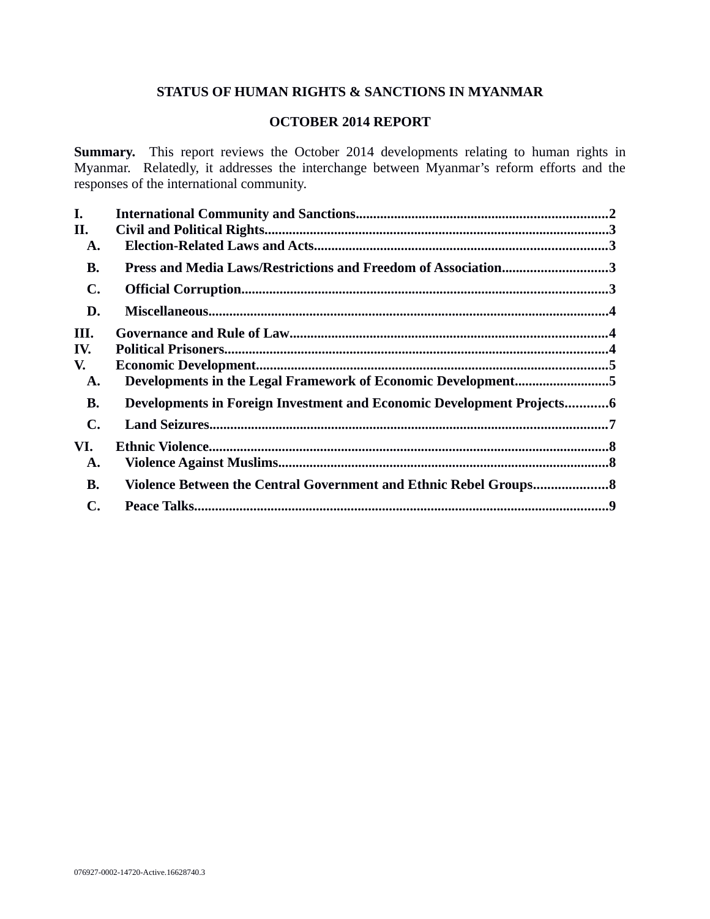# STATUS OF HUMAN RIGHTS & SANCTIONS IN MYANMAR

## OCTOBER 2014 REPORT

**Summary.** This report reviews the October 2014 developments relating to human rights in Myanmar. Relatedly, it addresses the interchange between Myanmar's reform efforts and the responses of the international community.

**I. International Community and Sanctions....................................................................2**
**II. Civil and Political Rights.........................................................................................3**
- **A. Election-Related Laws and Acts...............................................................................3**
- **B. Press and Media Laws/Restrictions and Freedom of Association..............................3**
- **C. Official Corruption....................................................................................................3**
- **D. Miscellaneous............................................................................................................4**

**III. Governance and Rule of Law.................................................................................4**
**IV. Political Prisoners....................................................................................................4**
**V. Economic Development............................................................................................5**
- **A. Developments in the Legal Framework of Economic Development..........................5**
- **B. Developments in Foreign Investment and Economic Development Projects............6**
- **C. Land Seizures.............................................................................................................7**

**VI. Ethnic Violence........................................................................................................8**
- **A. Violence Against Muslims..........................................................................................8**
- **B. Violence Between the Central Government and Ethnic Rebel Groups......................8**
- **C. Peace Talks.................................................................................................................9**

076927-0002-14720-Active.16628740.3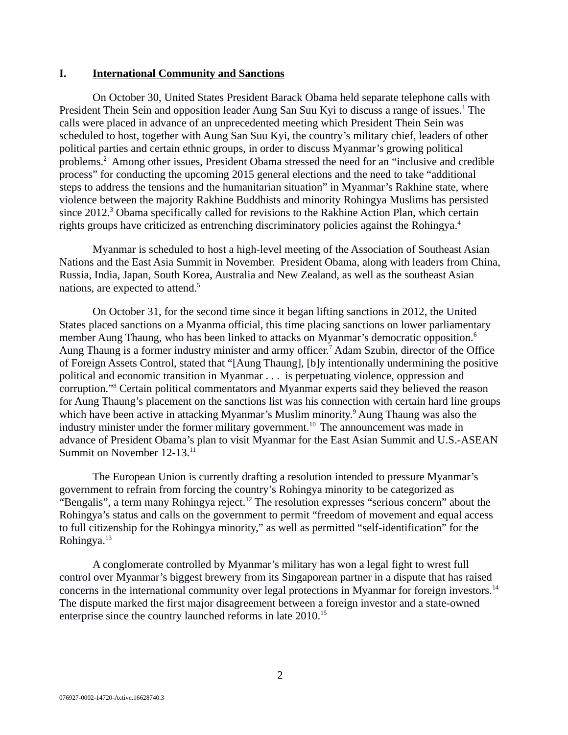## I. International Community and Sanctions

On October 30, United States President Barack Obama held separate telephone calls with President Thein Sein and opposition leader Aung San Suu Kyi to discuss a range of issues.[1] The calls were placed in advance of an unprecedented meeting which President Thein Sein was scheduled to host, together with Aung San Suu Kyi, the country's military chief, leaders of other political parties and certain ethnic groups, in order to discuss Myanmar's growing political problems.[2] Among other issues, President Obama stressed the need for an "inclusive and credible process" for conducting the upcoming 2015 general elections and the need to take "additional steps to address the tensions and the humanitarian situation" in Myanmar's Rakhine state, where violence between the majority Rakhine Buddhists and minority Rohingya Muslims has persisted since 2012.[3] Obama specifically called for revisions to the Rakhine Action Plan, which certain rights groups have criticized as entrenching discriminatory policies against the Rohingya.[4]

Myanmar is scheduled to host a high-level meeting of the Association of Southeast Asian Nations and the East Asia Summit in November. President Obama, along with leaders from China, Russia, India, Japan, South Korea, Australia and New Zealand, as well as the southeast Asian nations, are expected to attend.[5]

On October 31, for the second time since it began lifting sanctions in 2012, the United States placed sanctions on a Myanma official, this time placing sanctions on lower parliamentary member Aung Thaung, who has been linked to attacks on Myanmar's democratic opposition.[6] Aung Thaung is a former industry minister and army officer.[7] Adam Szubin, director of the Office of Foreign Assets Control, stated that "[Aung Thaung], [b]y intentionally undermining the positive political and economic transition in Myanmar . . . is perpetuating violence, oppression and corruption."[8] Certain political commentators and Myanmar experts said they believed the reason for Aung Thaung's placement on the sanctions list was his connection with certain hard line groups which have been active in attacking Myanmar's Muslim minority.[9] Aung Thaung was also the industry minister under the former military government.[10] The announcement was made in advance of President Obama's plan to visit Myanmar for the East Asian Summit and U.S.-ASEAN Summit on November 12-13.[11]

The European Union is currently drafting a resolution intended to pressure Myanmar's government to refrain from forcing the country's Rohingya minority to be categorized as "Bengalis", a term many Rohingya reject.[12] The resolution expresses "serious concern" about the Rohingya's status and calls on the government to permit "freedom of movement and equal access to full citizenship for the Rohingya minority," as well as permitted "self-identification" for the Rohingya.[13]

A conglomerate controlled by Myanmar's military has won a legal fight to wrest full control over Myanmar's biggest brewery from its Singaporean partner in a dispute that has raised concerns in the international community over legal protections in Myanmar for foreign investors.[14] The dispute marked the first major disagreement between a foreign investor and a state-owned enterprise since the country launched reforms in late 2010.[15]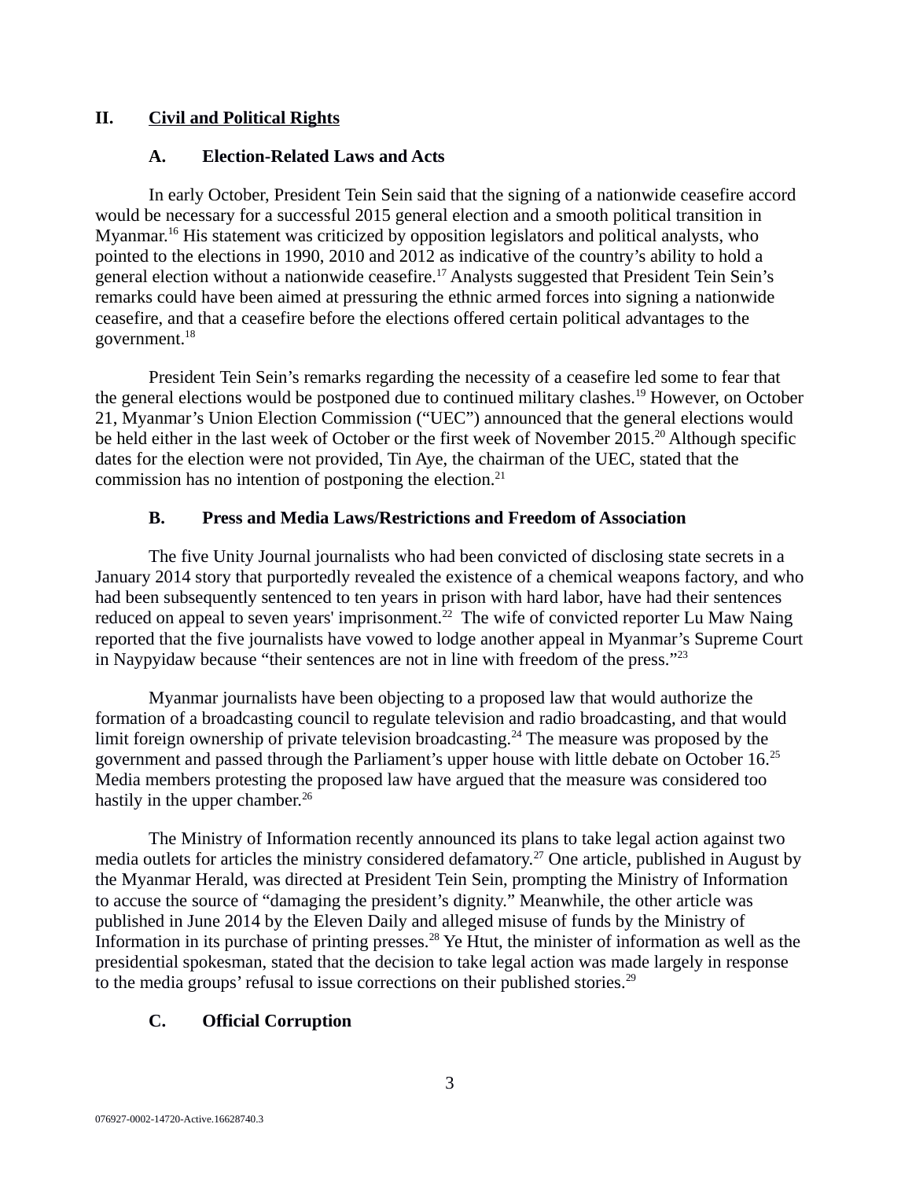## II. Civil and Political Rights

### A. Election-Related Laws and Acts

In early October, President Tein Sein said that the signing of a nationwide ceasefire accord would be necessary for a successful 2015 general election and a smooth political transition in Myanmar.[16] His statement was criticized by opposition legislators and political analysts, who pointed to the elections in 1990, 2010 and 2012 as indicative of the country's ability to hold a general election without a nationwide ceasefire.[17] Analysts suggested that President Tein Sein's remarks could have been aimed at pressuring the ethnic armed forces into signing a nationwide ceasefire, and that a ceasefire before the elections offered certain political advantages to the government.[18]

President Tein Sein's remarks regarding the necessity of a ceasefire led some to fear that the general elections would be postponed due to continued military clashes.[19] However, on October 21, Myanmar's Union Election Commission ("UEC") announced that the general elections would be held either in the last week of October or the first week of November 2015.[20] Although specific dates for the election were not provided, Tin Aye, the chairman of the UEC, stated that the commission has no intention of postponing the election.[21]

### B. Press and Media Laws/Restrictions and Freedom of Association

The five Unity Journal journalists who had been convicted of disclosing state secrets in a January 2014 story that purportedly revealed the existence of a chemical weapons factory, and who had been subsequently sentenced to ten years in prison with hard labor, have had their sentences reduced on appeal to seven years' imprisonment.[22] The wife of convicted reporter Lu Maw Naing reported that the five journalists have vowed to lodge another appeal in Myanmar's Supreme Court in Naypyidaw because "their sentences are not in line with freedom of the press."[23]

Myanmar journalists have been objecting to a proposed law that would authorize the formation of a broadcasting council to regulate television and radio broadcasting, and that would limit foreign ownership of private television broadcasting.[24] The measure was proposed by the government and passed through the Parliament's upper house with little debate on October 16.[25] Media members protesting the proposed law have argued that the measure was considered too hastily in the upper chamber.[26]

The Ministry of Information recently announced its plans to take legal action against two media outlets for articles the ministry considered defamatory.[27] One article, published in August by the Myanmar Herald, was directed at President Tein Sein, prompting the Ministry of Information to accuse the source of "damaging the president's dignity." Meanwhile, the other article was published in June 2014 by the Eleven Daily and alleged misuse of funds by the Ministry of Information in its purchase of printing presses.[28] Ye Htut, the minister of information as well as the presidential spokesman, stated that the decision to take legal action was made largely in response to the media groups' refusal to issue corrections on their published stories.[29]

### C. Official Corruption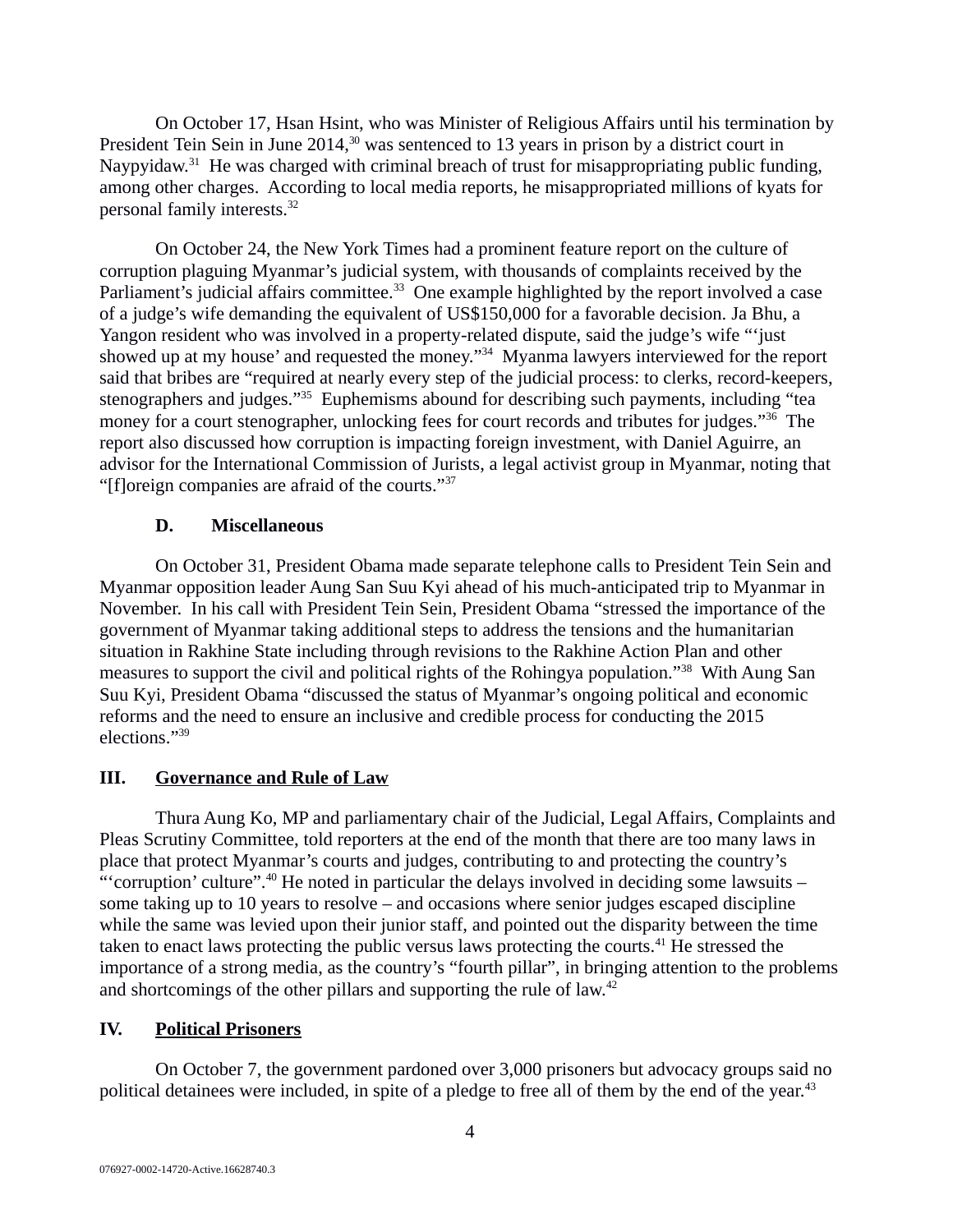On October 17, Hsan Hsint, who was Minister of Religious Affairs until his termination by President Tein Sein in June 2014,[30] was sentenced to 13 years in prison by a district court in Naypyidaw.[31] He was charged with criminal breach of trust for misappropriating public funding, among other charges. According to local media reports, he misappropriated millions of kyats for personal family interests.[32]

On October 24, the New York Times had a prominent feature report on the culture of corruption plaguing Myanmar's judicial system, with thousands of complaints received by the Parliament's judicial affairs committee.[33] One example highlighted by the report involved a case of a judge's wife demanding the equivalent of US$150,000 for a favorable decision. Ja Bhu, a Yangon resident who was involved in a property-related dispute, said the judge's wife "'just showed up at my house' and requested the money."[34] Myanma lawyers interviewed for the report said that bribes are "required at nearly every step of the judicial process: to clerks, record-keepers, stenographers and judges."[35] Euphemisms abound for describing such payments, including "tea money for a court stenographer, unlocking fees for court records and tributes for judges."[36] The report also discussed how corruption is impacting foreign investment, with Daniel Aguirre, an advisor for the International Commission of Jurists, a legal activist group in Myanmar, noting that "[f]oreign companies are afraid of the courts."[37]

### D. Miscellaneous

On October 31, President Obama made separate telephone calls to President Tein Sein and Myanmar opposition leader Aung San Suu Kyi ahead of his much-anticipated trip to Myanmar in November. In his call with President Tein Sein, President Obama "stressed the importance of the government of Myanmar taking additional steps to address the tensions and the humanitarian situation in Rakhine State including through revisions to the Rakhine Action Plan and other measures to support the civil and political rights of the Rohingya population."[38] With Aung San Suu Kyi, President Obama "discussed the status of Myanmar's ongoing political and economic reforms and the need to ensure an inclusive and credible process for conducting the 2015 elections."[39]

## III. Governance and Rule of Law

Thura Aung Ko, MP and parliamentary chair of the Judicial, Legal Affairs, Complaints and Pleas Scrutiny Committee, told reporters at the end of the month that there are too many laws in place that protect Myanmar's courts and judges, contributing to and protecting the country's "'corruption' culture".[40] He noted in particular the delays involved in deciding some lawsuits – some taking up to 10 years to resolve – and occasions where senior judges escaped discipline while the same was levied upon their junior staff, and pointed out the disparity between the time taken to enact laws protecting the public versus laws protecting the courts.[41] He stressed the importance of a strong media, as the country's "fourth pillar", in bringing attention to the problems and shortcomings of the other pillars and supporting the rule of law.[42]

## IV. Political Prisoners

On October 7, the government pardoned over 3,000 prisoners but advocacy groups said no political detainees were included, in spite of a pledge to free all of them by the end of the year.[43]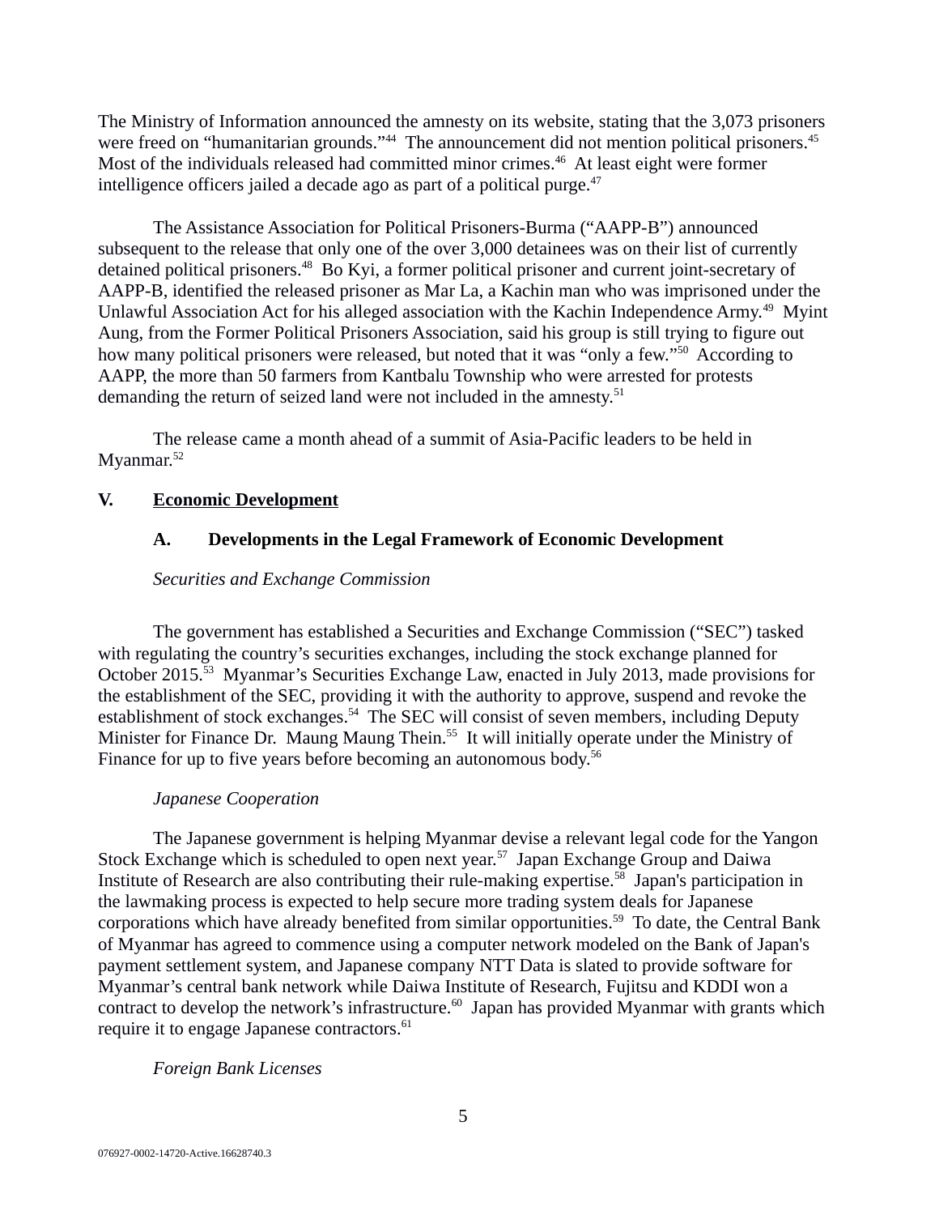The Ministry of Information announced the amnesty on its website, stating that the 3,073 prisoners were freed on "humanitarian grounds."[44] The announcement did not mention political prisoners.[45] Most of the individuals released had committed minor crimes.[46] At least eight were former intelligence officers jailed a decade ago as part of a political purge.[47]

The Assistance Association for Political Prisoners-Burma ("AAPP-B") announced subsequent to the release that only one of the over 3,000 detainees was on their list of currently detained political prisoners.[48] Bo Kyi, a former political prisoner and current joint-secretary of AAPP-B, identified the released prisoner as Mar La, a Kachin man who was imprisoned under the Unlawful Association Act for his alleged association with the Kachin Independence Army.[49] Myint Aung, from the Former Political Prisoners Association, said his group is still trying to figure out how many political prisoners were released, but noted that it was "only a few."[50] According to AAPP, the more than 50 farmers from Kantbalu Township who were arrested for protests demanding the return of seized land were not included in the amnesty.[51]

The release came a month ahead of a summit of Asia-Pacific leaders to be held in Myanmar.[52]

## V. Economic Development

### A. Developments in the Legal Framework of Economic Development

*Securities and Exchange Commission*

The government has established a Securities and Exchange Commission ("SEC") tasked with regulating the country's securities exchanges, including the stock exchange planned for October 2015.[53] Myanmar's Securities Exchange Law, enacted in July 2013, made provisions for the establishment of the SEC, providing it with the authority to approve, suspend and revoke the establishment of stock exchanges.[54] The SEC will consist of seven members, including Deputy Minister for Finance Dr. Maung Maung Thein.[55] It will initially operate under the Ministry of Finance for up to five years before becoming an autonomous body.[56]

*Japanese Cooperation*

The Japanese government is helping Myanmar devise a relevant legal code for the Yangon Stock Exchange which is scheduled to open next year.[57] Japan Exchange Group and Daiwa Institute of Research are also contributing their rule-making expertise.[58] Japan's participation in the lawmaking process is expected to help secure more trading system deals for Japanese corporations which have already benefited from similar opportunities.[59] To date, the Central Bank of Myanmar has agreed to commence using a computer network modeled on the Bank of Japan's payment settlement system, and Japanese company NTT Data is slated to provide software for Myanmar's central bank network while Daiwa Institute of Research, Fujitsu and KDDI won a contract to develop the network's infrastructure.[60] Japan has provided Myanmar with grants which require it to engage Japanese contractors.[61]

*Foreign Bank Licenses*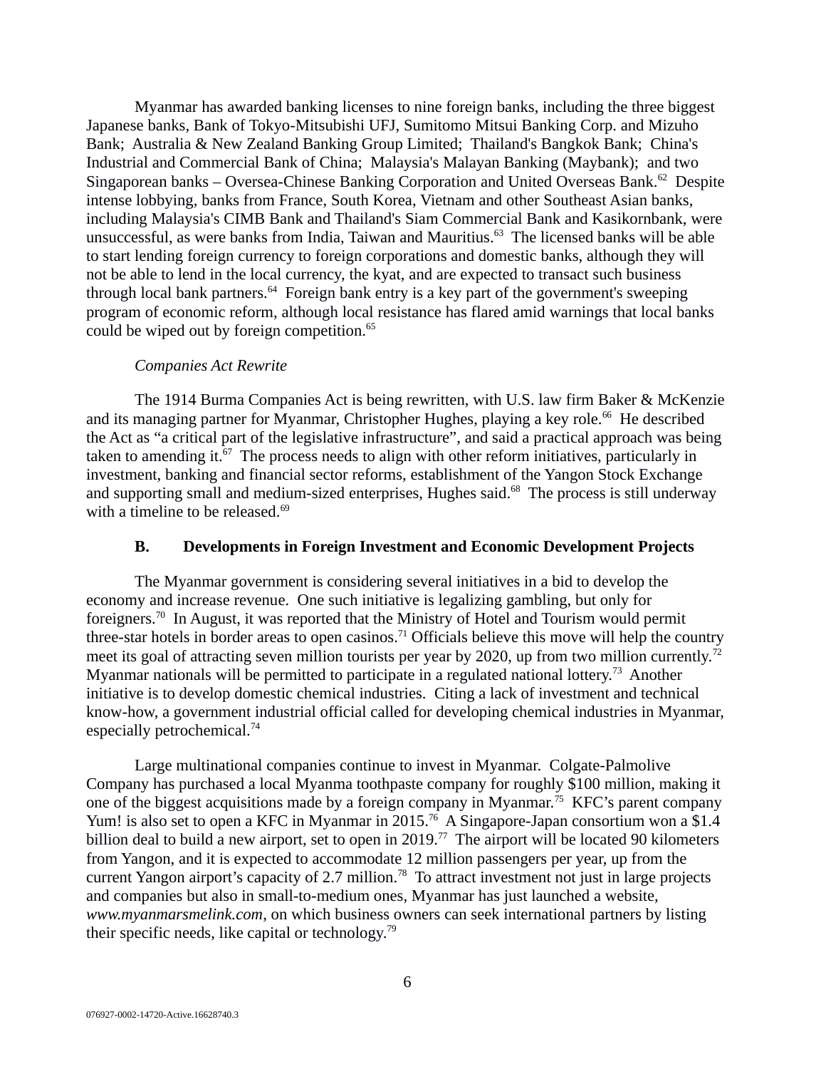Myanmar has awarded banking licenses to nine foreign banks, including the three biggest Japanese banks, Bank of Tokyo-Mitsubishi UFJ, Sumitomo Mitsui Banking Corp. and Mizuho Bank; Australia & New Zealand Banking Group Limited; Thailand's Bangkok Bank; China's Industrial and Commercial Bank of China; Malaysia's Malayan Banking (Maybank); and two Singaporean banks – Oversea-Chinese Banking Corporation and United Overseas Bank.[62] Despite intense lobbying, banks from France, South Korea, Vietnam and other Southeast Asian banks, including Malaysia's CIMB Bank and Thailand's Siam Commercial Bank and Kasikornbank, were unsuccessful, as were banks from India, Taiwan and Mauritius.[63] The licensed banks will be able to start lending foreign currency to foreign corporations and domestic banks, although they will not be able to lend in the local currency, the kyat, and are expected to transact such business through local bank partners.[64] Foreign bank entry is a key part of the government's sweeping program of economic reform, although local resistance has flared amid warnings that local banks could be wiped out by foreign competition.[65]

*Companies Act Rewrite*

The 1914 Burma Companies Act is being rewritten, with U.S. law firm Baker & McKenzie and its managing partner for Myanmar, Christopher Hughes, playing a key role.[66] He described the Act as "a critical part of the legislative infrastructure", and said a practical approach was being taken to amending it.[67] The process needs to align with other reform initiatives, particularly in investment, banking and financial sector reforms, establishment of the Yangon Stock Exchange and supporting small and medium-sized enterprises, Hughes said.[68] The process is still underway with a timeline to be released.[69]

### B. Developments in Foreign Investment and Economic Development Projects

The Myanmar government is considering several initiatives in a bid to develop the economy and increase revenue. One such initiative is legalizing gambling, but only for foreigners.[70] In August, it was reported that the Ministry of Hotel and Tourism would permit three-star hotels in border areas to open casinos.[71] Officials believe this move will help the country meet its goal of attracting seven million tourists per year by 2020, up from two million currently.[72] Myanmar nationals will be permitted to participate in a regulated national lottery.[73] Another initiative is to develop domestic chemical industries. Citing a lack of investment and technical know-how, a government industrial official called for developing chemical industries in Myanmar, especially petrochemical.[74]

Large multinational companies continue to invest in Myanmar. Colgate-Palmolive Company has purchased a local Myanma toothpaste company for roughly $100 million, making it one of the biggest acquisitions made by a foreign company in Myanmar.[75] KFC's parent company Yum! is also set to open a KFC in Myanmar in 2015.[76] A Singapore-Japan consortium won a $1.4 billion deal to build a new airport, set to open in 2019.[77] The airport will be located 90 kilometers from Yangon, and it is expected to accommodate 12 million passengers per year, up from the current Yangon airport's capacity of 2.7 million.[78] To attract investment not just in large projects and companies but also in small-to-medium ones, Myanmar has just launched a website, *www.myanmarsmelink.com*, on which business owners can seek international partners by listing their specific needs, like capital or technology.[79]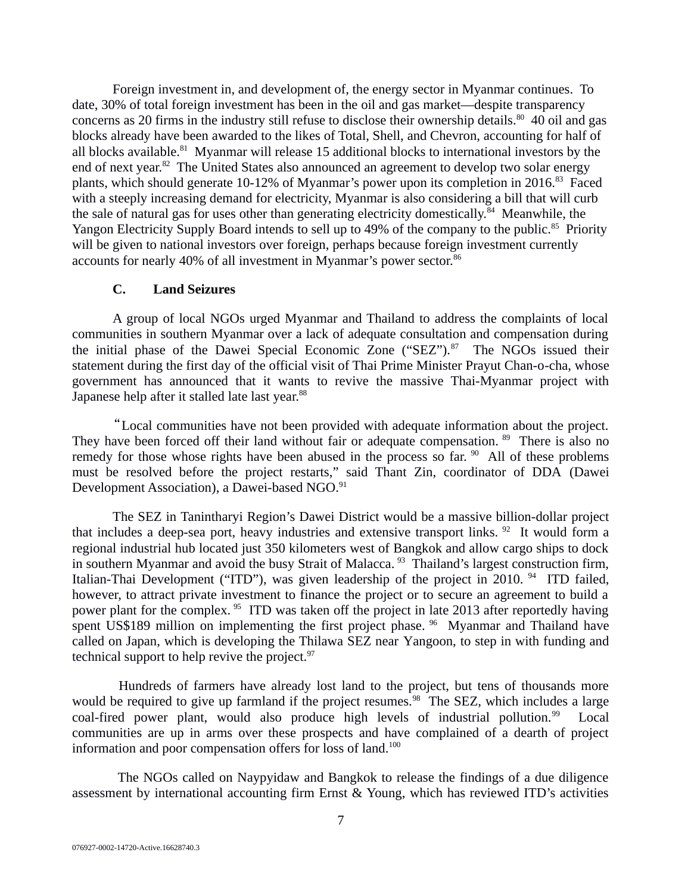Foreign investment in, and development of, the energy sector in Myanmar continues. To date, 30% of total foreign investment has been in the oil and gas market—despite transparency concerns as 20 firms in the industry still refuse to disclose their ownership details.[80] 40 oil and gas blocks already have been awarded to the likes of Total, Shell, and Chevron, accounting for half of all blocks available.[81] Myanmar will release 15 additional blocks to international investors by the end of next year.[82] The United States also announced an agreement to develop two solar energy plants, which should generate 10-12% of Myanmar's power upon its completion in 2016.[83] Faced with a steeply increasing demand for electricity, Myanmar is also considering a bill that will curb the sale of natural gas for uses other than generating electricity domestically.[84] Meanwhile, the Yangon Electricity Supply Board intends to sell up to 49% of the company to the public.[85] Priority will be given to national investors over foreign, perhaps because foreign investment currently accounts for nearly 40% of all investment in Myanmar's power sector.[86]

### C. Land Seizures

A group of local NGOs urged Myanmar and Thailand to address the complaints of local communities in southern Myanmar over a lack of adequate consultation and compensation during the initial phase of the Dawei Special Economic Zone ("SEZ").[87] The NGOs issued their statement during the first day of the official visit of Thai Prime Minister Prayut Chan-o-cha, whose government has announced that it wants to revive the massive Thai-Myanmar project with Japanese help after it stalled late last year.[88]

"Local communities have not been provided with adequate information about the project. They have been forced off their land without fair or adequate compensation.[89] There is also no remedy for those whose rights have been abused in the process so far.[90] All of these problems must be resolved before the project restarts," said Thant Zin, coordinator of DDA (Dawei Development Association), a Dawei-based NGO.[91]

The SEZ in Tanintharyi Region's Dawei District would be a massive billion-dollar project that includes a deep-sea port, heavy industries and extensive transport links.[92] It would form a regional industrial hub located just 350 kilometers west of Bangkok and allow cargo ships to dock in southern Myanmar and avoid the busy Strait of Malacca.[93] Thailand's largest construction firm, Italian-Thai Development ("ITD"), was given leadership of the project in 2010.[94] ITD failed, however, to attract private investment to finance the project or to secure an agreement to build a power plant for the complex.[95] ITD was taken off the project in late 2013 after reportedly having spent US$189 million on implementing the first project phase.[96] Myanmar and Thailand have called on Japan, which is developing the Thilawa SEZ near Yangoon, to step in with funding and technical support to help revive the project.[97]

Hundreds of farmers have already lost land to the project, but tens of thousands more would be required to give up farmland if the project resumes.[98] The SEZ, which includes a large coal-fired power plant, would also produce high levels of industrial pollution.[99] Local communities are up in arms over these prospects and have complained of a dearth of project information and poor compensation offers for loss of land.[100]

The NGOs called on Naypyidaw and Bangkok to release the findings of a due diligence assessment by international accounting firm Ernst & Young, which has reviewed ITD's activities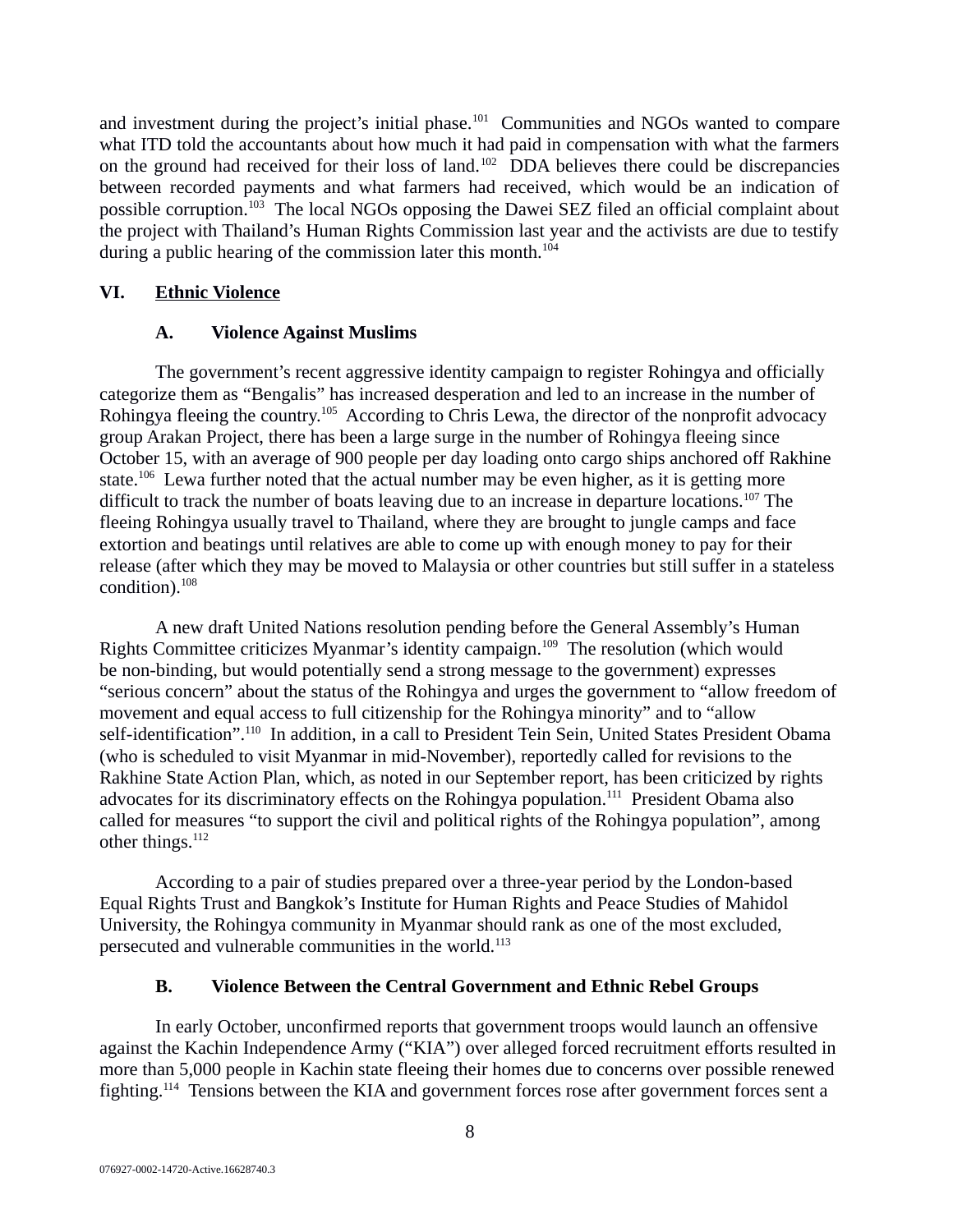and investment during the project's initial phase.[101] Communities and NGOs wanted to compare what ITD told the accountants about how much it had paid in compensation with what the farmers on the ground had received for their loss of land.[102] DDA believes there could be discrepancies between recorded payments and what farmers had received, which would be an indication of possible corruption.[103] The local NGOs opposing the Dawei SEZ filed an official complaint about the project with Thailand's Human Rights Commission last year and the activists are due to testify during a public hearing of the commission later this month.[104]

## VI. Ethnic Violence

### A. Violence Against Muslims

The government's recent aggressive identity campaign to register Rohingya and officially categorize them as "Bengalis" has increased desperation and led to an increase in the number of Rohingya fleeing the country.[105] According to Chris Lewa, the director of the nonprofit advocacy group Arakan Project, there has been a large surge in the number of Rohingya fleeing since October 15, with an average of 900 people per day loading onto cargo ships anchored off Rakhine state.[106] Lewa further noted that the actual number may be even higher, as it is getting more difficult to track the number of boats leaving due to an increase in departure locations.[107] The fleeing Rohingya usually travel to Thailand, where they are brought to jungle camps and face extortion and beatings until relatives are able to come up with enough money to pay for their release (after which they may be moved to Malaysia or other countries but still suffer in a stateless condition).[108]

A new draft United Nations resolution pending before the General Assembly's Human Rights Committee criticizes Myanmar's identity campaign.[109] The resolution (which would be non-binding, but would potentially send a strong message to the government) expresses "serious concern" about the status of the Rohingya and urges the government to "allow freedom of movement and equal access to full citizenship for the Rohingya minority" and to "allow self-identification".[110] In addition, in a call to President Tein Sein, United States President Obama (who is scheduled to visit Myanmar in mid-November), reportedly called for revisions to the Rakhine State Action Plan, which, as noted in our September report, has been criticized by rights advocates for its discriminatory effects on the Rohingya population.[111] President Obama also called for measures "to support the civil and political rights of the Rohingya population", among other things.[112]

According to a pair of studies prepared over a three-year period by the London-based Equal Rights Trust and Bangkok's Institute for Human Rights and Peace Studies of Mahidol University, the Rohingya community in Myanmar should rank as one of the most excluded, persecuted and vulnerable communities in the world.[113]

### B. Violence Between the Central Government and Ethnic Rebel Groups

In early October, unconfirmed reports that government troops would launch an offensive against the Kachin Independence Army ("KIA") over alleged forced recruitment efforts resulted in more than 5,000 people in Kachin state fleeing their homes due to concerns over possible renewed fighting.[114] Tensions between the KIA and government forces rose after government forces sent a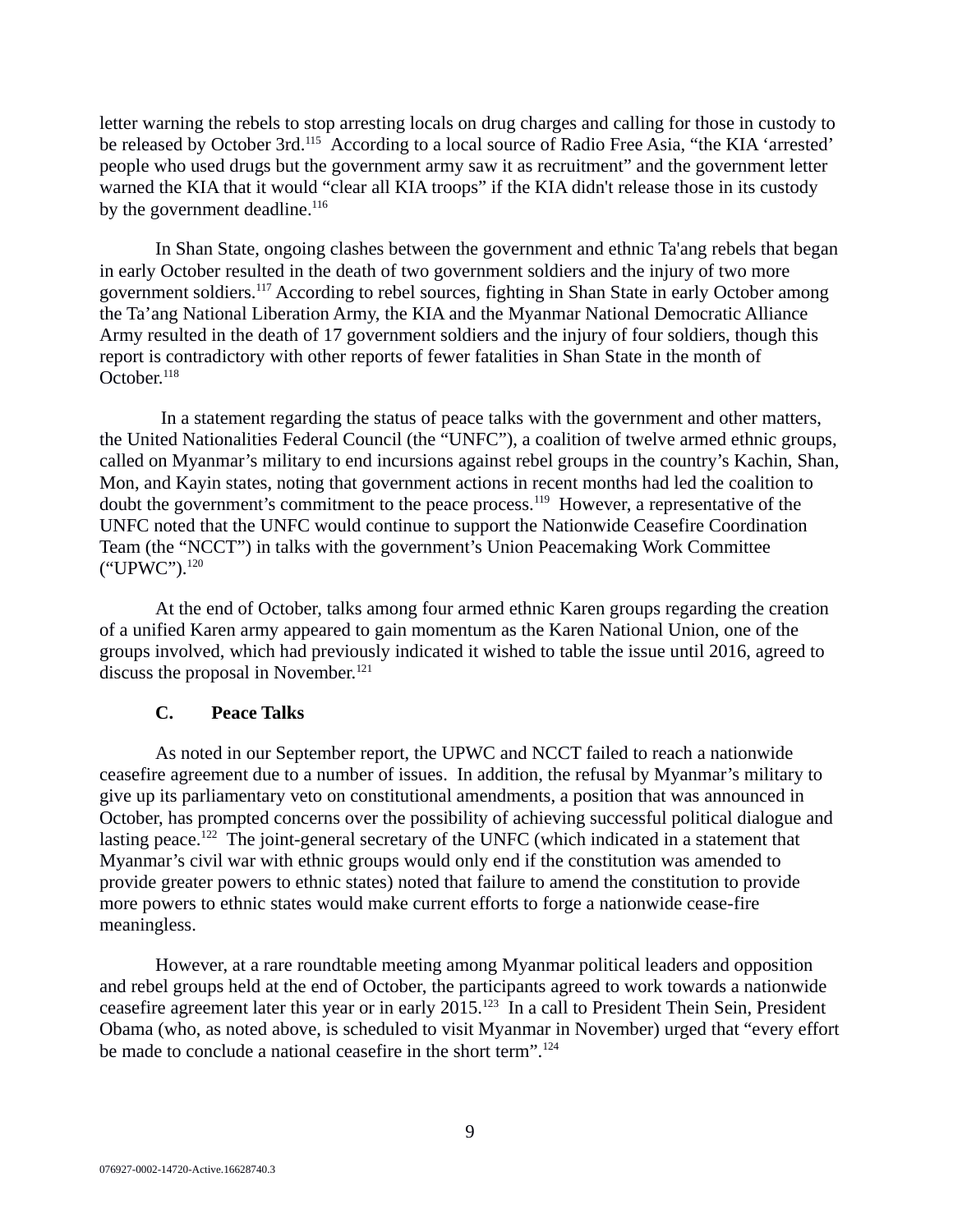letter warning the rebels to stop arresting locals on drug charges and calling for those in custody to be released by October 3rd.[115] According to a local source of Radio Free Asia, "the KIA 'arrested' people who used drugs but the government army saw it as recruitment" and the government letter warned the KIA that it would "clear all KIA troops" if the KIA didn't release those in its custody by the government deadline.[116]

In Shan State, ongoing clashes between the government and ethnic Ta'ang rebels that began in early October resulted in the death of two government soldiers and the injury of two more government soldiers.[117] According to rebel sources, fighting in Shan State in early October among the Ta'ang National Liberation Army, the KIA and the Myanmar National Democratic Alliance Army resulted in the death of 17 government soldiers and the injury of four soldiers, though this report is contradictory with other reports of fewer fatalities in Shan State in the month of October.[118]

In a statement regarding the status of peace talks with the government and other matters, the United Nationalities Federal Council (the "UNFC"), a coalition of twelve armed ethnic groups, called on Myanmar's military to end incursions against rebel groups in the country's Kachin, Shan, Mon, and Kayin states, noting that government actions in recent months had led the coalition to doubt the government's commitment to the peace process.[119] However, a representative of the UNFC noted that the UNFC would continue to support the Nationwide Ceasefire Coordination Team (the "NCCT") in talks with the government's Union Peacemaking Work Committee ("UPWC").[120]

At the end of October, talks among four armed ethnic Karen groups regarding the creation of a unified Karen army appeared to gain momentum as the Karen National Union, one of the groups involved, which had previously indicated it wished to table the issue until 2016, agreed to discuss the proposal in November.[121]

### C. Peace Talks

As noted in our September report, the UPWC and NCCT failed to reach a nationwide ceasefire agreement due to a number of issues. In addition, the refusal by Myanmar's military to give up its parliamentary veto on constitutional amendments, a position that was announced in October, has prompted concerns over the possibility of achieving successful political dialogue and lasting peace.[122] The joint-general secretary of the UNFC (which indicated in a statement that Myanmar's civil war with ethnic groups would only end if the constitution was amended to provide greater powers to ethnic states) noted that failure to amend the constitution to provide more powers to ethnic states would make current efforts to forge a nationwide cease-fire meaningless.

However, at a rare roundtable meeting among Myanmar political leaders and opposition and rebel groups held at the end of October, the participants agreed to work towards a nationwide ceasefire agreement later this year or in early 2015.[123] In a call to President Thein Sein, President Obama (who, as noted above, is scheduled to visit Myanmar in November) urged that "every effort be made to conclude a national ceasefire in the short term".[124]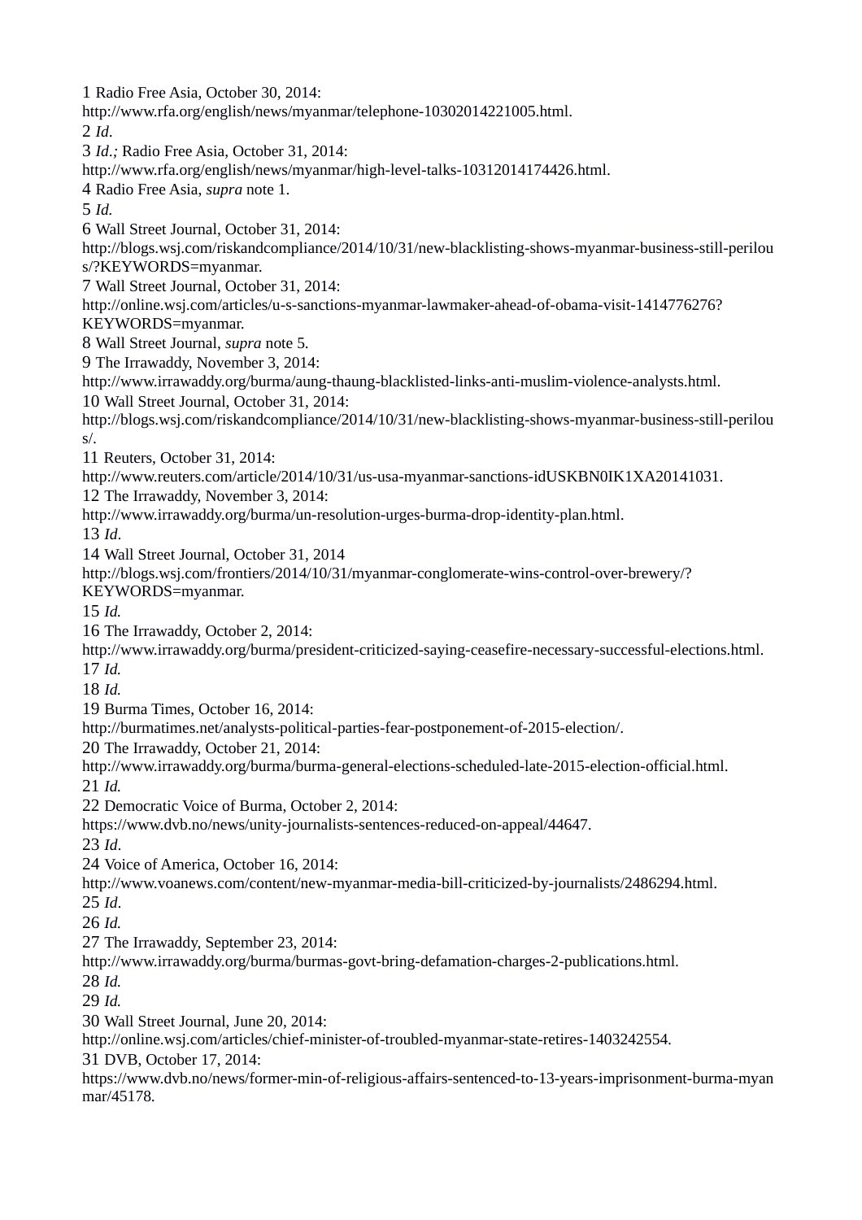1 Radio Free Asia, October 30, 2014: http://www.rfa.org/english/news/myanmar/telephone-10302014221005.html.

2 *Id*.

3 *Id.;* Radio Free Asia, October 31, 2014: http://www.rfa.org/english/news/myanmar/high-level-talks-10312014174426.html.

4 Radio Free Asia, *supra* note 1.

5 *Id.*

6 Wall Street Journal, October 31, 2014: http://blogs.wsj.com/riskandcompliance/2014/10/31/new-blacklisting-shows-myanmar-business-still-perilous/?KEYWORDS=myanmar.

7 Wall Street Journal, October 31, 2014: http://online.wsj.com/articles/u-s-sanctions-myanmar-lawmaker-ahead-of-obama-visit-1414776276?KEYWORDS=myanmar.

8 Wall Street Journal, *supra* note 5.

9 The Irrawaddy, November 3, 2014: http://www.irrawaddy.org/burma/aung-thaung-blacklisted-links-anti-muslim-violence-analysts.html.

10 Wall Street Journal, October 31, 2014: http://blogs.wsj.com/riskandcompliance/2014/10/31/new-blacklisting-shows-myanmar-business-still-perilous/.

11 Reuters, October 31, 2014: http://www.reuters.com/article/2014/10/31/us-usa-myanmar-sanctions-idUSKBN0IK1XA20141031.

12 The Irrawaddy, November 3, 2014: http://www.irrawaddy.org/burma/un-resolution-urges-burma-drop-identity-plan.html.

13 *Id*.

14 Wall Street Journal, October 31, 2014 http://blogs.wsj.com/frontiers/2014/10/31/myanmar-conglomerate-wins-control-over-brewery/?KEYWORDS=myanmar.

15 *Id.*

16 The Irrawaddy, October 2, 2014: http://www.irrawaddy.org/burma/president-criticized-saying-ceasefire-necessary-successful-elections.html.

17 *Id.*

18 *Id.*

19 Burma Times, October 16, 2014: http://burmatimes.net/analysts-political-parties-fear-postponement-of-2015-election/.

20 The Irrawaddy, October 21, 2014: http://www.irrawaddy.org/burma/burma-general-elections-scheduled-late-2015-election-official.html.

21 *Id.*

22 Democratic Voice of Burma, October 2, 2014: https://www.dvb.no/news/unity-journalists-sentences-reduced-on-appeal/44647.

23 *Id*.

24 Voice of America, October 16, 2014: http://www.voanews.com/content/new-myanmar-media-bill-criticized-by-journalists/2486294.html.

25 *Id*.

26 *Id.*

27 The Irrawaddy, September 23, 2014: http://www.irrawaddy.org/burma/burmas-govt-bring-defamation-charges-2-publications.html.

28 *Id.*

29 *Id.*

30 Wall Street Journal, June 20, 2014: http://online.wsj.com/articles/chief-minister-of-troubled-myanmar-state-retires-1403242554.

31 DVB, October 17, 2014: https://www.dvb.no/news/former-min-of-religious-affairs-sentenced-to-13-years-imprisonment-burma-myanmar/45178.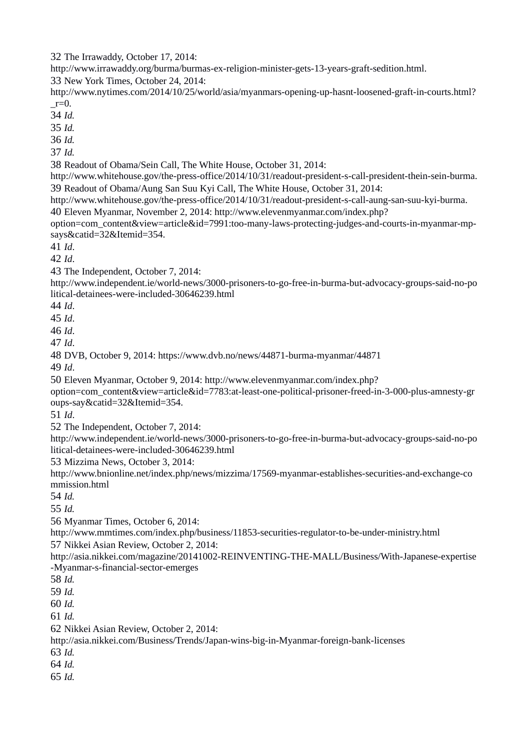32 The Irrawaddy, October 17, 2014:
http://www.irrawaddy.org/burma/burmas-ex-religion-minister-gets-13-years-graft-sedition.html.

33 New York Times, October 24, 2014:
http://www.nytimes.com/2014/10/25/world/asia/myanmars-opening-up-hasnt-loosened-graft-in-courts.html?_r=0.

34 *Id.*

35 *Id.*

36 *Id.*

37 *Id.*

38 Readout of Obama/Sein Call, The White House, October 31, 2014:
http://www.whitehouse.gov/the-press-office/2014/10/31/readout-president-s-call-president-thein-sein-burma.

39 Readout of Obama/Aung San Suu Kyi Call, The White House, October 31, 2014:
http://www.whitehouse.gov/the-press-office/2014/10/31/readout-president-s-call-aung-san-suu-kyi-burma.

40 Eleven Myanmar, November 2, 2014: http://www.elevenmyanmar.com/index.php?option=com_content&view=article&id=7991:too-many-laws-protecting-judges-and-courts-in-myanmar-mp-says&catid=32&Itemid=354.

41 *Id*.

42 *Id*.

43 The Independent, October 7, 2014:
http://www.independent.ie/world-news/3000-prisoners-to-go-free-in-burma-but-advocacy-groups-said-no-political-detainees-were-included-30646239.html

44 *Id*.

45 *Id*.

46 *Id*.

47 *Id*.

48 DVB, October 9, 2014: https://www.dvb.no/news/44871-burma-myanmar/44871

49 *Id*.

50 Eleven Myanmar, October 9, 2014: http://www.elevenmyanmar.com/index.php?option=com_content&view=article&id=7783:at-least-one-political-prisoner-freed-in-3-000-plus-amnesty-groups-say&catid=32&Itemid=354.

51 *Id*.

52 The Independent, October 7, 2014:
http://www.independent.ie/world-news/3000-prisoners-to-go-free-in-burma-but-advocacy-groups-said-no-political-detainees-were-included-30646239.html

53 Mizzima News, October 3, 2014:
http://www.bnionline.net/index.php/news/mizzima/17569-myanmar-establishes-securities-and-exchange-commission.html

54 *Id.*

55 *Id.*

56 Myanmar Times, October 6, 2014:
http://www.mmtimes.com/index.php/business/11853-securities-regulator-to-be-under-ministry.html

57 Nikkei Asian Review, October 2, 2014:
http://asia.nikkei.com/magazine/20141002-REINVENTING-THE-MALL/Business/With-Japanese-expertise-Myanmar-s-financial-sector-emerges

58 *Id.*

59 *Id.*

60 *Id.*

61 *Id.*

62 Nikkei Asian Review, October 2, 2014:
http://asia.nikkei.com/Business/Trends/Japan-wins-big-in-Myanmar-foreign-bank-licenses

63 *Id.*

64 *Id.*

65 *Id.*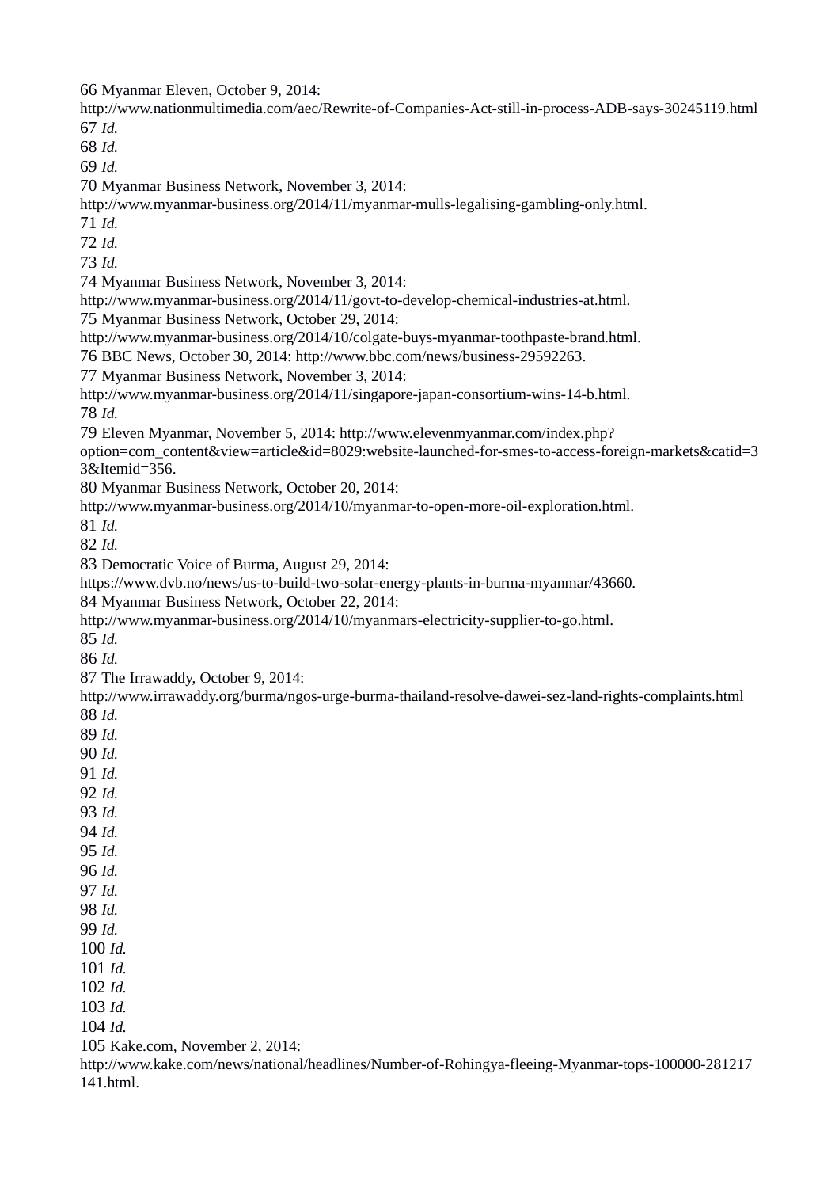66 Myanmar Eleven, October 9, 2014: http://www.nationmultimedia.com/aec/Rewrite-of-Companies-Act-still-in-process-ADB-says-30245119.html
67 *Id.*
68 *Id.*
69 *Id.*
70 Myanmar Business Network, November 3, 2014: http://www.myanmar-business.org/2014/11/myanmar-mulls-legalising-gambling-only.html.
71 *Id.*
72 *Id.*
73 *Id.*
74 Myanmar Business Network, November 3, 2014: http://www.myanmar-business.org/2014/11/govt-to-develop-chemical-industries-at.html.
75 Myanmar Business Network, October 29, 2014: http://www.myanmar-business.org/2014/10/colgate-buys-myanmar-toothpaste-brand.html.
76 BBC News, October 30, 2014: http://www.bbc.com/news/business-29592263.
77 Myanmar Business Network, November 3, 2014: http://www.myanmar-business.org/2014/11/singapore-japan-consortium-wins-14-b.html.
78 *Id.*
79 Eleven Myanmar, November 5, 2014: http://www.elevenmyanmar.com/index.php?option=com_content&view=article&id=8029:website-launched-for-smes-to-access-foreign-markets&catid=33&Itemid=356.
80 Myanmar Business Network, October 20, 2014: http://www.myanmar-business.org/2014/10/myanmar-to-open-more-oil-exploration.html.
81 *Id.*
82 *Id.*
83 Democratic Voice of Burma, August 29, 2014: https://www.dvb.no/news/us-to-build-two-solar-energy-plants-in-burma-myanmar/43660.
84 Myanmar Business Network, October 22, 2014: http://www.myanmar-business.org/2014/10/myanmars-electricity-supplier-to-go.html.
85 *Id.*
86 *Id.*
87 The Irrawaddy, October 9, 2014: http://www.irrawaddy.org/burma/ngos-urge-burma-thailand-resolve-dawei-sez-land-rights-complaints.html
88 *Id.*
89 *Id.*
90 *Id.*
91 *Id.*
92 *Id.*
93 *Id.*
94 *Id.*
95 *Id.*
96 *Id.*
97 *Id.*
98 *Id.*
99 *Id.*
100 *Id.*
101 *Id.*
102 *Id.*
103 *Id.*
104 *Id.*
105 Kake.com, November 2, 2014: http://www.kake.com/news/national/headlines/Number-of-Rohingya-fleeing-Myanmar-tops-100000-281217141.html.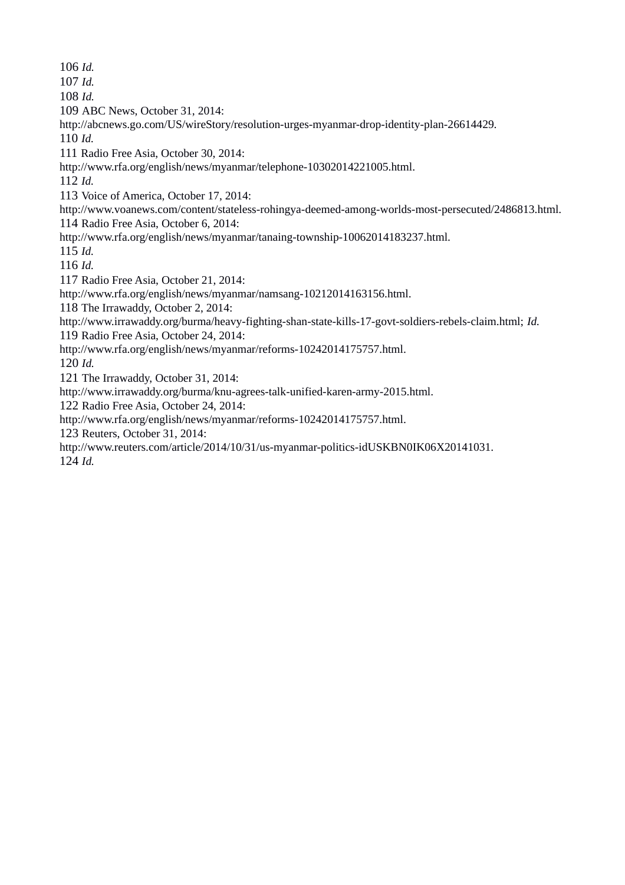106 *Id.*  
107 *Id.*  
108 *Id.*  
109 ABC News, October 31, 2014:  
http://abcnews.go.com/US/wireStory/resolution-urges-myanmar-drop-identity-plan-26614429.  
110 *Id.*  
111 Radio Free Asia, October 30, 2014:  
http://www.rfa.org/english/news/myanmar/telephone-10302014221005.html.  
112 *Id.*  
113 Voice of America, October 17, 2014:  
http://www.voanews.com/content/stateless-rohingya-deemed-among-worlds-most-persecuted/2486813.html.  
114 Radio Free Asia, October 6, 2014:  
http://www.rfa.org/english/news/myanmar/tanaing-township-10062014183237.html.  
115 *Id.*  
116 *Id.*  
117 Radio Free Asia, October 21, 2014:  
http://www.rfa.org/english/news/myanmar/namsang-10212014163156.html.  
118 The Irrawaddy, October 2, 2014:  
http://www.irrawaddy.org/burma/heavy-fighting-shan-state-kills-17-govt-soldiers-rebels-claim.html; *Id.*  
119 Radio Free Asia, October 24, 2014:  
http://www.rfa.org/english/news/myanmar/reforms-10242014175757.html.  
120 *Id.*  
121 The Irrawaddy, October 31, 2014:  
http://www.irrawaddy.org/burma/knu-agrees-talk-unified-karen-army-2015.html.  
122 Radio Free Asia, October 24, 2014:  
http://www.rfa.org/english/news/myanmar/reforms-10242014175757.html.  
123 Reuters, October 31, 2014:  
http://www.reuters.com/article/2014/10/31/us-myanmar-politics-idUSKBN0IK06X20141031.  
124 *Id.*